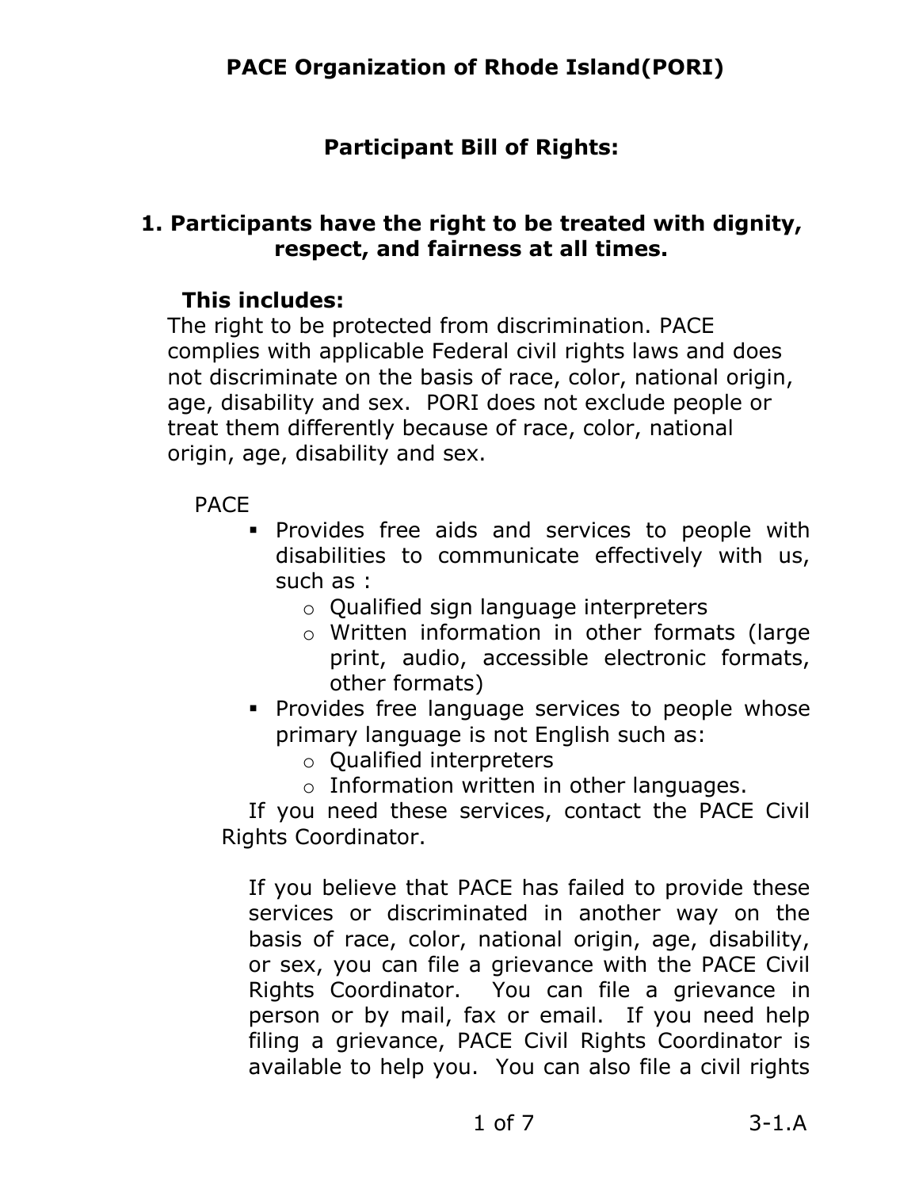# PACE Organization of Rhode Island(PORI)

## Participant Bill of Rights:

### 1. Participants have the right to be treated with dignity, respect, and fairness at all times.

**This includes:**

The right to be protected from discrimination. PACE complies with applicable Federal civil rights laws and does not discriminate on the basis of race, color, national origin, age, disability and sex. PORI does not exclude people or treat them differently because of race, color, national origin, age, disability and sex.

PACE

- Provides free aids and services to people with disabilities to communicate effectively with us, such as :
  - Qualified sign language interpreters
  - Written information in other formats (large print, audio, accessible electronic formats, other formats)
- Provides free language services to people whose primary language is not English such as:
  - Qualified interpreters
  - Information written in other languages.

If you need these services, contact the PACE Civil Rights Coordinator.

If you believe that PACE has failed to provide these services or discriminated in another way on the basis of race, color, national origin, age, disability, or sex, you can file a grievance with the PACE Civil Rights Coordinator. You can file a grievance in person or by mail, fax or email. If you need help filing a grievance, PACE Civil Rights Coordinator is available to help you. You can also file a civil rights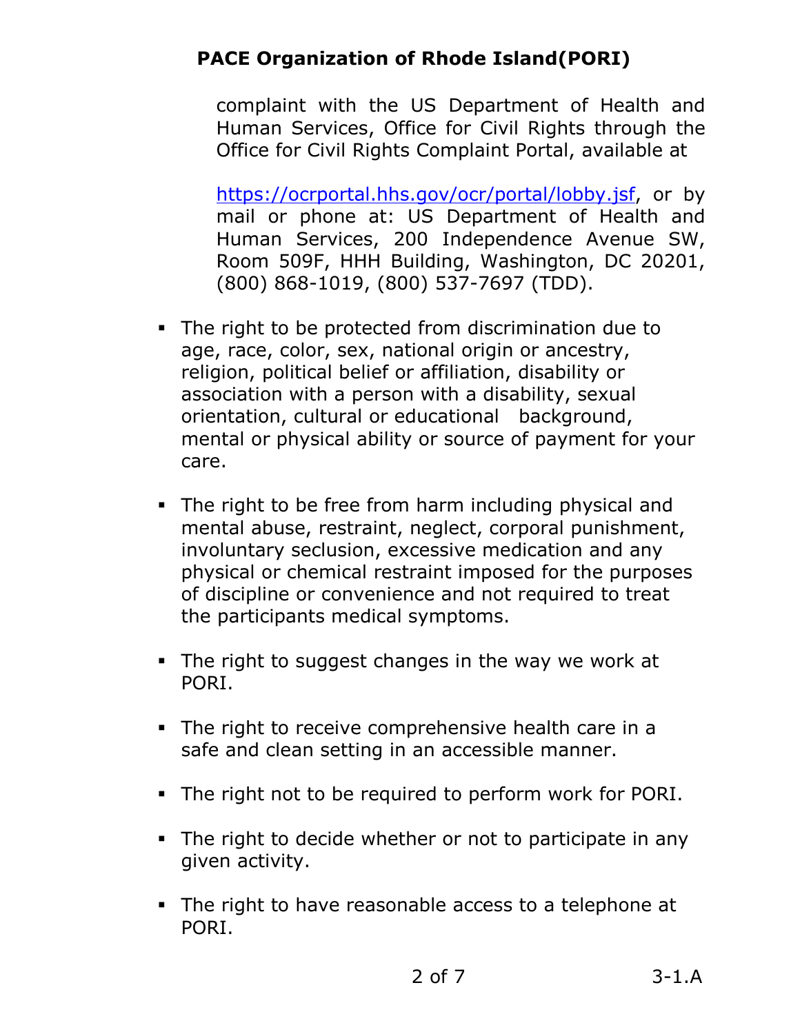complaint with the US Department of Health and Human Services, Office for Civil Rights through the Office for Civil Rights Complaint Portal, available at

[https://ocrportal.hhs.gov/ocr/portal/lobby.jsf](https://ocrportal.hhs.gov/ocr/portal/lobby.jsf), or by mail or phone at: US Department of Health and Human Services, 200 Independence Avenue SW, Room 509F, HHH Building, Washington, DC 20201, (800) 868-1019, (800) 537-7697 (TDD).

- The right to be protected from discrimination due to age, race, color, sex, national origin or ancestry, religion, political belief or affiliation, disability or association with a person with a disability, sexual orientation, cultural or educational background, mental or physical ability or source of payment for your care.

- The right to be free from harm including physical and mental abuse, restraint, neglect, corporal punishment, involuntary seclusion, excessive medication and any physical or chemical restraint imposed for the purposes of discipline or convenience and not required to treat the participants medical symptoms.

- The right to suggest changes in the way we work at PORI.

- The right to receive comprehensive health care in a safe and clean setting in an accessible manner.

- The right not to be required to perform work for PORI.

- The right to decide whether or not to participate in any given activity.

- The right to have reasonable access to a telephone at PORI.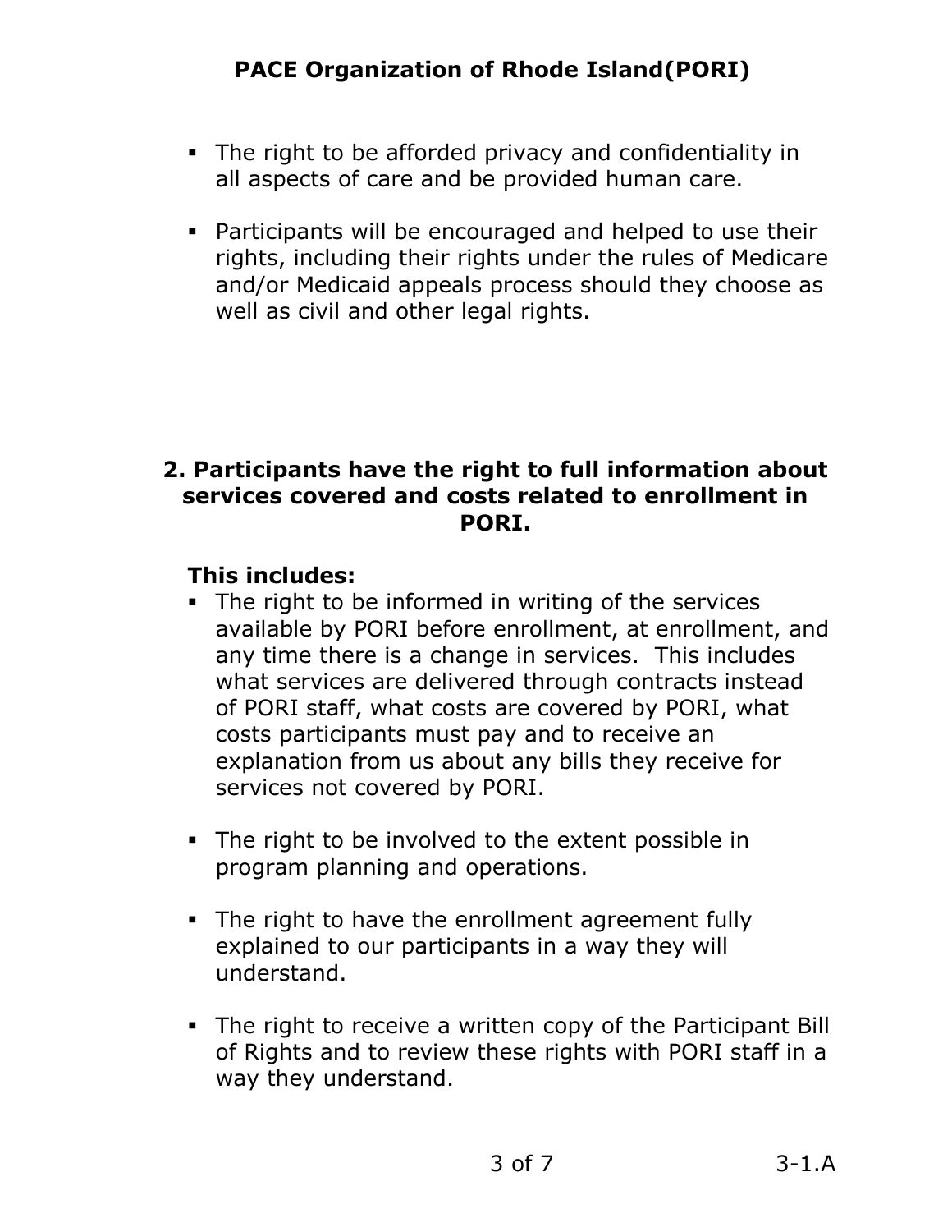- The right to be afforded privacy and confidentiality in all aspects of care and be provided human care.

- Participants will be encouraged and helped to use their rights, including their rights under the rules of Medicare and/or Medicaid appeals process should they choose as well as civil and other legal rights.

## 2. Participants have the right to full information about services covered and costs related to enrollment in PORI.

**This includes:**

- The right to be informed in writing of the services available by PORI before enrollment, at enrollment, and any time there is a change in services. This includes what services are delivered through contracts instead of PORI staff, what costs are covered by PORI, what costs participants must pay and to receive an explanation from us about any bills they receive for services not covered by PORI.

- The right to be involved to the extent possible in program planning and operations.

- The right to have the enrollment agreement fully explained to our participants in a way they will understand.

- The right to receive a written copy of the Participant Bill of Rights and to review these rights with PORI staff in a way they understand.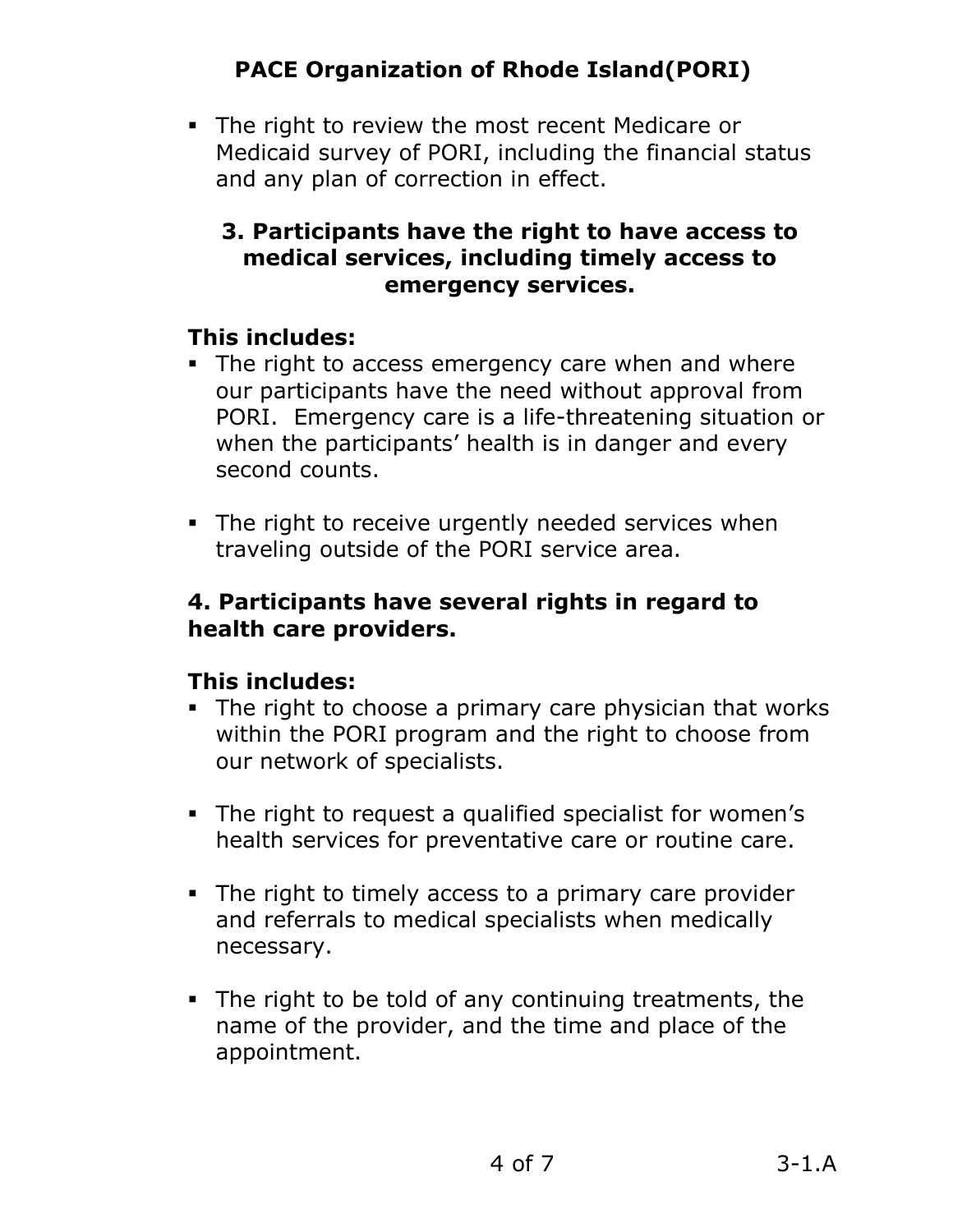- The right to review the most recent Medicare or Medicaid survey of PORI, including the financial status and any plan of correction in effect.

### 3. Participants have the right to have access to medical services, including timely access to emergency services.

**This includes:**

- The right to access emergency care when and where our participants have the need without approval from PORI. Emergency care is a life-threatening situation or when the participants' health is in danger and every second counts.

- The right to receive urgently needed services when traveling outside of the PORI service area.

### 4. Participants have several rights in regard to health care providers.

**This includes:**

- The right to choose a primary care physician that works within the PORI program and the right to choose from our network of specialists.

- The right to request a qualified specialist for women's health services for preventative care or routine care.

- The right to timely access to a primary care provider and referrals to medical specialists when medically necessary.

- The right to be told of any continuing treatments, the name of the provider, and the time and place of the appointment.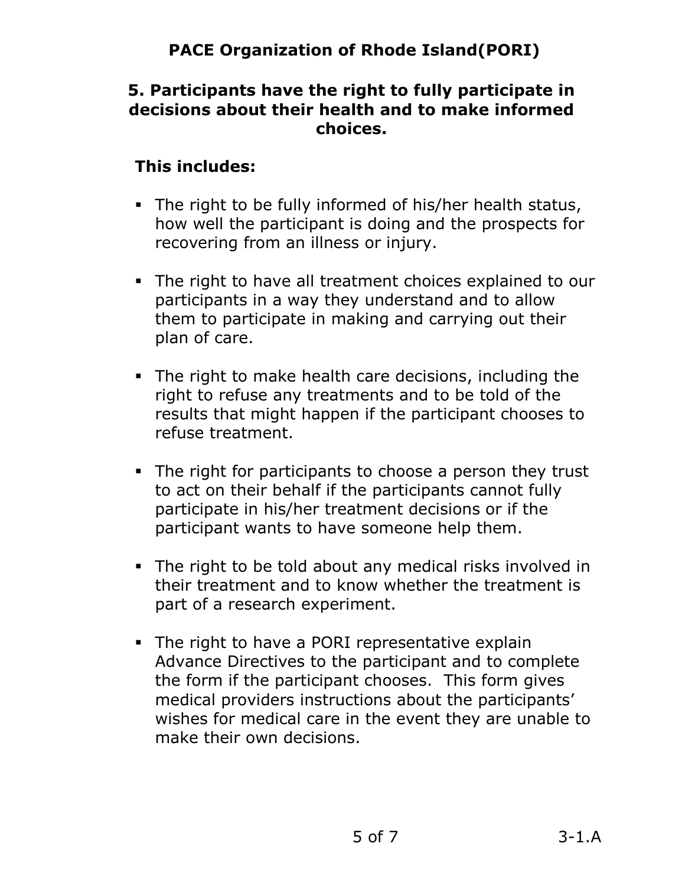# PACE Organization of Rhode Island(PORI)

## 5. Participants have the right to fully participate in decisions about their health and to make informed choices.

**This includes:**

- The right to be fully informed of his/her health status, how well the participant is doing and the prospects for recovering from an illness or injury.
- The right to have all treatment choices explained to our participants in a way they understand and to allow them to participate in making and carrying out their plan of care.
- The right to make health care decisions, including the right to refuse any treatments and to be told of the results that might happen if the participant chooses to refuse treatment.
- The right for participants to choose a person they trust to act on their behalf if the participants cannot fully participate in his/her treatment decisions or if the participant wants to have someone help them.
- The right to be told about any medical risks involved in their treatment and to know whether the treatment is part of a research experiment.
- The right to have a PORI representative explain Advance Directives to the participant and to complete the form if the participant chooses. This form gives medical providers instructions about the participants' wishes for medical care in the event they are unable to make their own decisions.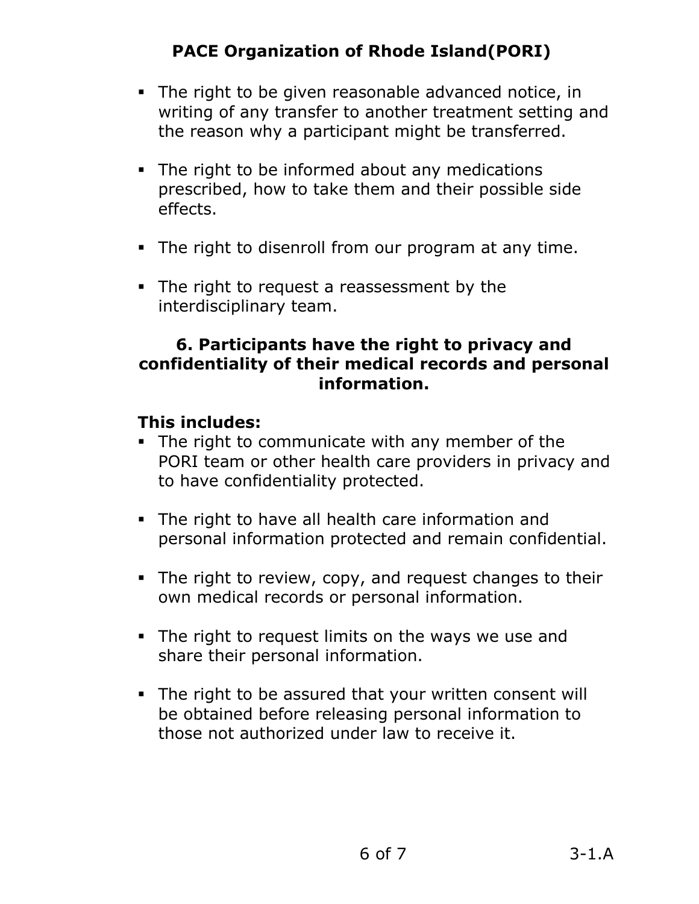- The right to be given reasonable advanced notice, in writing of any transfer to another treatment setting and the reason why a participant might be transferred.

- The right to be informed about any medications prescribed, how to take them and their possible side effects.

- The right to disenroll from our program at any time.

- The right to request a reassessment by the interdisciplinary team.

### 6. Participants have the right to privacy and confidentiality of their medical records and personal information.

**This includes:**

- The right to communicate with any member of the PORI team or other health care providers in privacy and to have confidentiality protected.

- The right to have all health care information and personal information protected and remain confidential.

- The right to review, copy, and request changes to their own medical records or personal information.

- The right to request limits on the ways we use and share their personal information.

- The right to be assured that your written consent will be obtained before releasing personal information to those not authorized under law to receive it.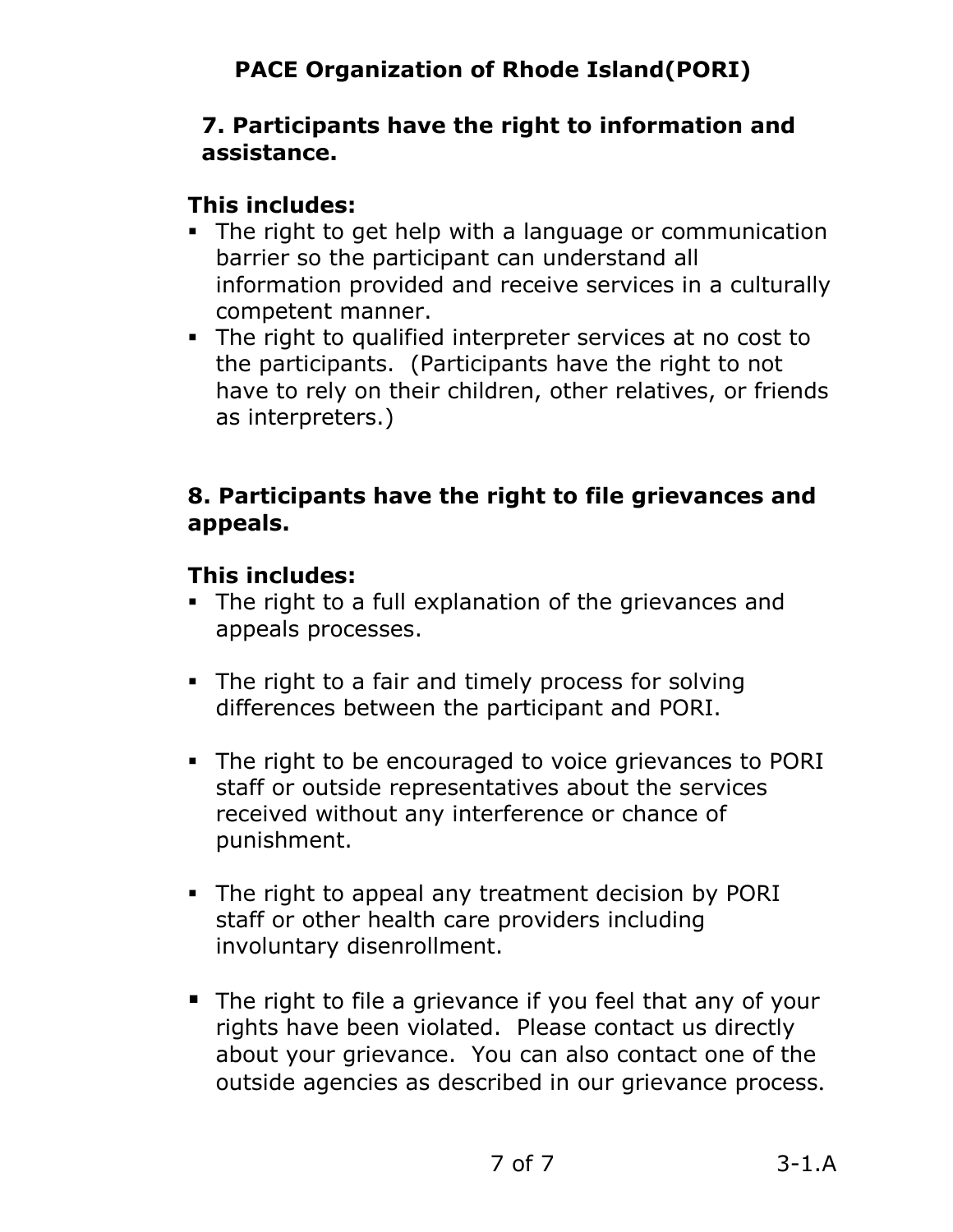**7. Participants have the right to information and assistance.**

**This includes:**

- The right to get help with a language or communication barrier so the participant can understand all information provided and receive services in a culturally competent manner.
- The right to qualified interpreter services at no cost to the participants. (Participants have the right to not have to rely on their children, other relatives, or friends as interpreters.)

**8. Participants have the right to file grievances and appeals.**

**This includes:**

- The right to a full explanation of the grievances and appeals processes.
- The right to a fair and timely process for solving differences between the participant and PORI.
- The right to be encouraged to voice grievances to PORI staff or outside representatives about the services received without any interference or chance of punishment.
- The right to appeal any treatment decision by PORI staff or other health care providers including involuntary disenrollment.
- The right to file a grievance if you feel that any of your rights have been violated. Please contact us directly about your grievance. You can also contact one of the outside agencies as described in our grievance process.